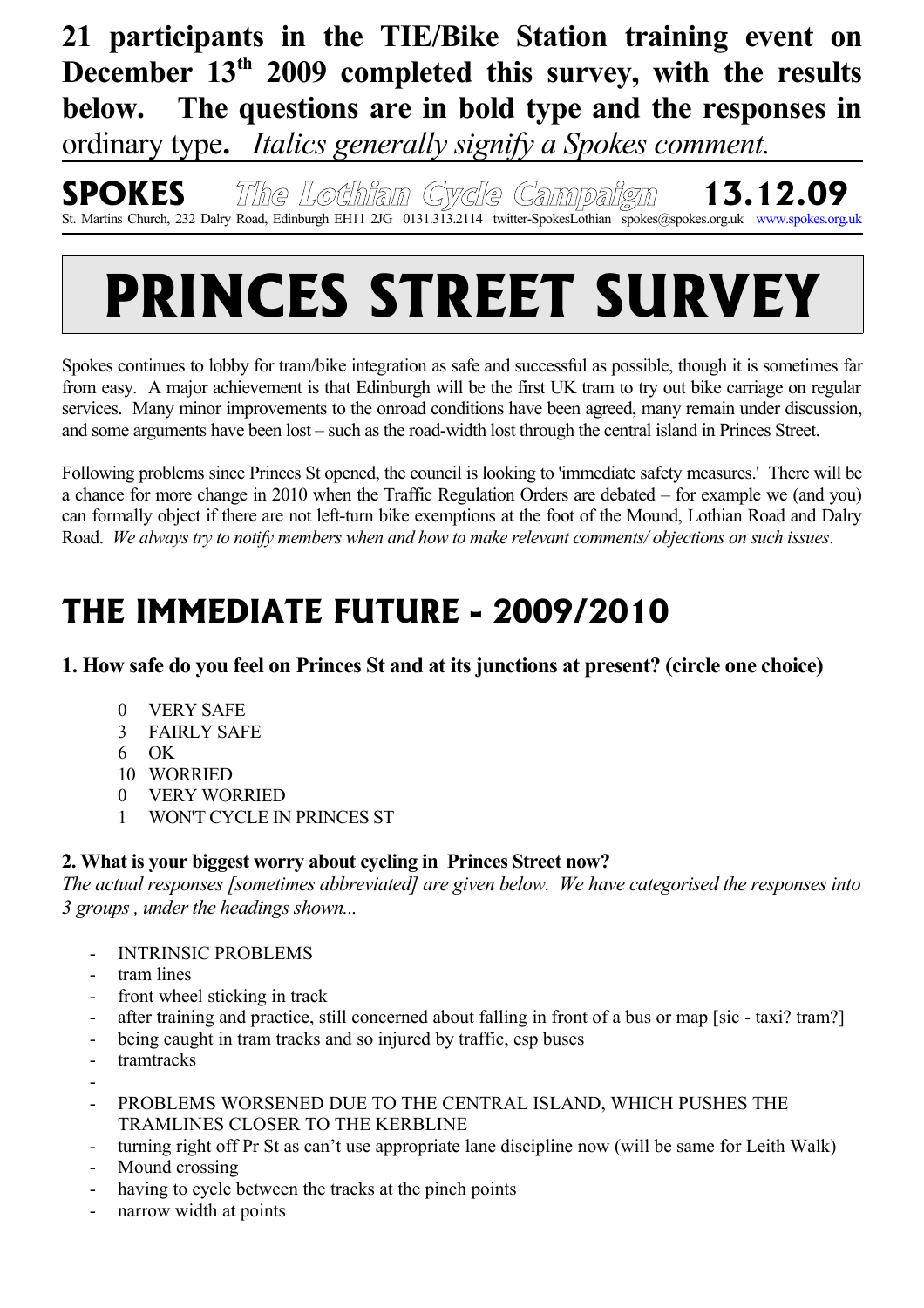**21 participants in the TIE/Bike Station training event on December 13th 2009 completed this survey, with the results below. The questions are in bold type and the responses in** ordinary type**.** *Italics generally signify a Spokes comment.*

**SPOKES** *The Lothian Cycle Campaign* **13.12.09**

St. Martins Church, 232 Dalry Road, Edinburgh EH11 2JG 0131.313.2114 twitter-SpokesLothian spokes@spokes.org.uk www.spokes.org.uk

# PRINCES STREET SURVEY

Spokes continues to lobby for tram/bike integration as safe and successful as possible, though it is sometimes far from easy. A major achievement is that Edinburgh will be the first UK tram to try out bike carriage on regular services. Many minor improvements to the onroad conditions have been agreed, many remain under discussion, and some arguments have been lost – such as the road-width lost through the central island in Princes Street.

Following problems since Princes St opened, the council is looking to 'immediate safety measures.' There will be a chance for more change in 2010 when the Traffic Regulation Orders are debated – for example we (and you) can formally object if there are not left-turn bike exemptions at the foot of the Mound, Lothian Road and Dalry Road. *We always try to notify members when and how to make relevant comments/ objections on such issues*.

## THE IMMEDIATE FUTURE - 2009/2010

**1. How safe do you feel on Princes St and at its junctions at present? (circle one choice)**

- 0 VERY SAFE
- 3 FAIRLY SAFE
- 6 OK
- 10 WORRIED
- 0 VERY WORRIED
- 1 WON'T CYCLE IN PRINCES ST

**2. What is your biggest worry about cycling in Princes Street now?**

*The actual responses [sometimes abbreviated] are given below. We have categorised the responses into 3 groups , under the headings shown...*

- INTRINSIC PROBLEMS
- tram lines
- front wheel sticking in track
- after training and practice, still concerned about falling in front of a bus or map [sic - taxi? tram?]
- being caught in tram tracks and so injured by traffic, esp buses
- tramtracks
- 
- PROBLEMS WORSENED DUE TO THE CENTRAL ISLAND, WHICH PUSHES THE TRAMLINES CLOSER TO THE KERBLINE
- turning right off Pr St as can't use appropriate lane discipline now (will be same for Leith Walk)
- Mound crossing
- having to cycle between the tracks at the pinch points
- narrow width at points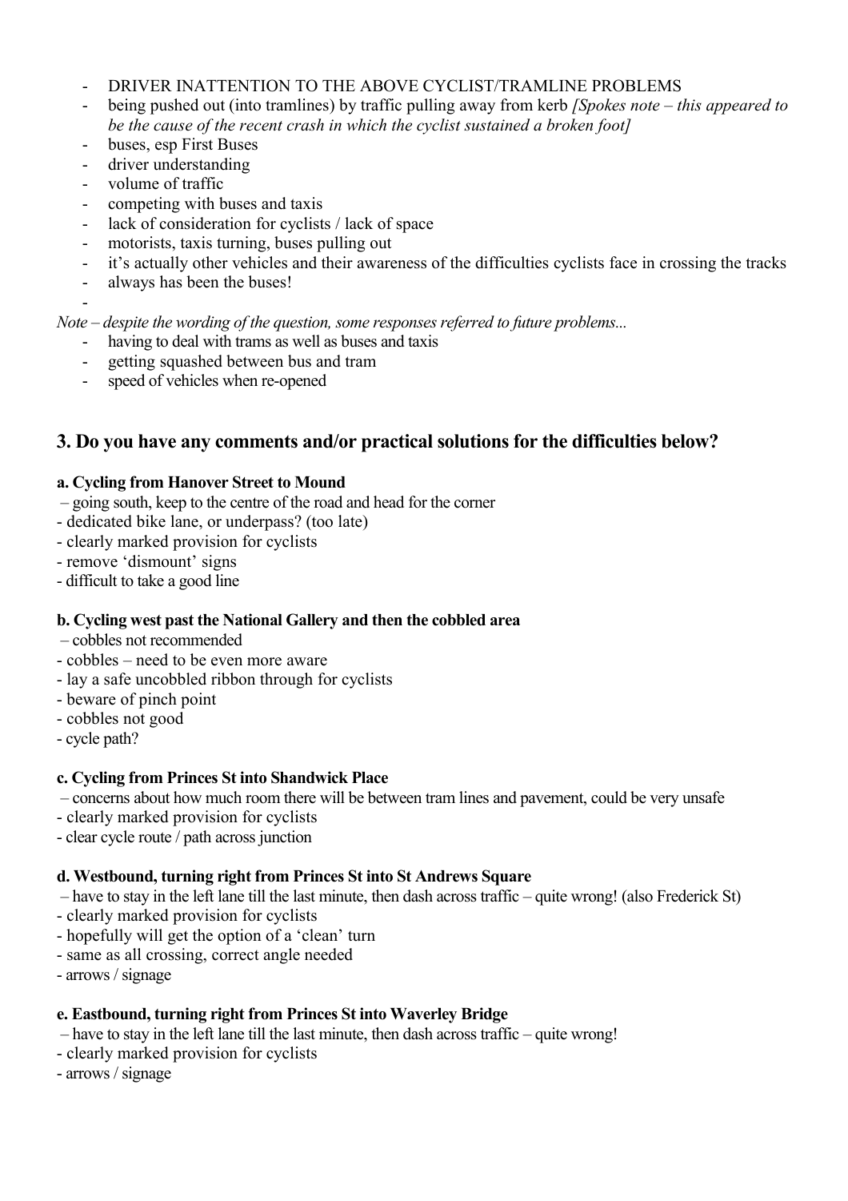- DRIVER INATTENTION TO THE ABOVE CYCLIST/TRAMLINE PROBLEMS
- being pushed out (into tramlines) by traffic pulling away from kerb *[Spokes note – this appeared to be the cause of the recent crash in which the cyclist sustained a broken foot]*
- buses, esp First Buses
- driver understanding
- volume of traffic
- competing with buses and taxis
- lack of consideration for cyclists / lack of space
- motorists, taxis turning, buses pulling out
- it's actually other vehicles and their awareness of the difficulties cyclists face in crossing the tracks
- always has been the buses!
-

*Note – despite the wording of the question, some responses referred to future problems...*

- having to deal with trams as well as buses and taxis
- getting squashed between bus and tram
- speed of vehicles when re-opened

## 3. Do you have any comments and/or practical solutions for the difficulties below?

### a. Cycling from Hanover Street to Mound

– going south, keep to the centre of the road and head for the corner
- dedicated bike lane, or underpass? (too late)
- clearly marked provision for cyclists
- remove 'dismount' signs
- difficult to take a good line

### b. Cycling west past the National Gallery and then the cobbled area

– cobbles not recommended
- cobbles – need to be even more aware
- lay a safe uncobbled ribbon through for cyclists
- beware of pinch point
- cobbles not good
- cycle path?

### c. Cycling from Princes St into Shandwick Place

– concerns about how much room there will be between tram lines and pavement, could be very unsafe
- clearly marked provision for cyclists
- clear cycle route / path across junction

### d. Westbound, turning right from Princes St into St Andrews Square

– have to stay in the left lane till the last minute, then dash across traffic – quite wrong! (also Frederick St)
- clearly marked provision for cyclists
- hopefully will get the option of a 'clean' turn
- same as all crossing, correct angle needed
- arrows / signage

### e. Eastbound, turning right from Princes St into Waverley Bridge

– have to stay in the left lane till the last minute, then dash across traffic – quite wrong!
- clearly marked provision for cyclists
- arrows / signage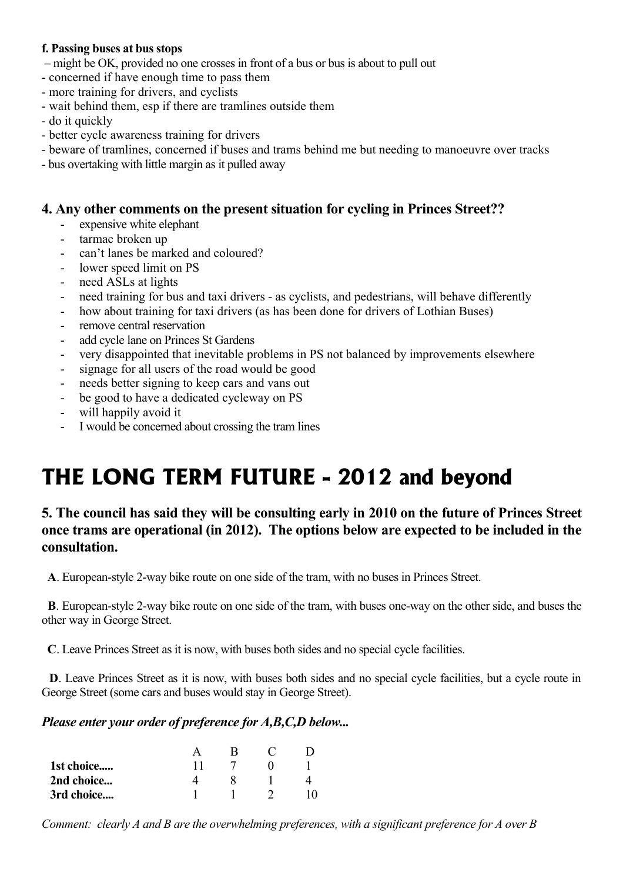**f. Passing buses at bus stops**

– might be OK, provided no one crosses in front of a bus or bus is about to pull out
- concerned if have enough time to pass them
- more training for drivers, and cyclists
- wait behind them, esp if there are tramlines outside them
- do it quickly
- better cycle awareness training for drivers
- beware of tramlines, concerned if buses and trams behind me but needing to manoeuvre over tracks
- bus overtaking with little margin as it pulled away

### 4. Any other comments on the present situation for cycling in Princes Street??

- expensive white elephant
- tarmac broken up
- can't lanes be marked and coloured?
- lower speed limit on PS
- need ASLs at lights
- need training for bus and taxi drivers - as cyclists, and pedestrians, will behave differently
- how about training for taxi drivers (as has been done for drivers of Lothian Buses)
- remove central reservation
- add cycle lane on Princes St Gardens
- very disappointed that inevitable problems in PS not balanced by improvements elsewhere
- signage for all users of the road would be good
- needs better signing to keep cars and vans out
- be good to have a dedicated cycleway on PS
- will happily avoid it
- I would be concerned about crossing the tram lines

# THE LONG TERM FUTURE - 2012 and beyond

### 5. The council has said they will be consulting early in 2010 on the future of Princes Street once trams are operational (in 2012). The options below are expected to be included in the consultation.

**A**. European-style 2-way bike route on one side of the tram, with no buses in Princes Street.

**B**. European-style 2-way bike route on one side of the tram, with buses one-way on the other side, and buses the other way in George Street.

**C**. Leave Princes Street as it is now, with buses both sides and no special cycle facilities.

**D**. Leave Princes Street as it is now, with buses both sides and no special cycle facilities, but a cycle route in George Street (some cars and buses would stay in George Street).

***Please enter your order of preference for A,B,C,D below...***

| | A | B | C | D |
|---|---|---|---|---|
| **1st choice.....** | 11 | 7 | 0 | 1 |
| **2nd choice...** | 4 | 8 | 1 | 4 |
| **3rd choice....** | 1 | 1 | 2 | 10 |

*Comment: clearly A and B are the overwhelming preferences, with a significant preference for A over B*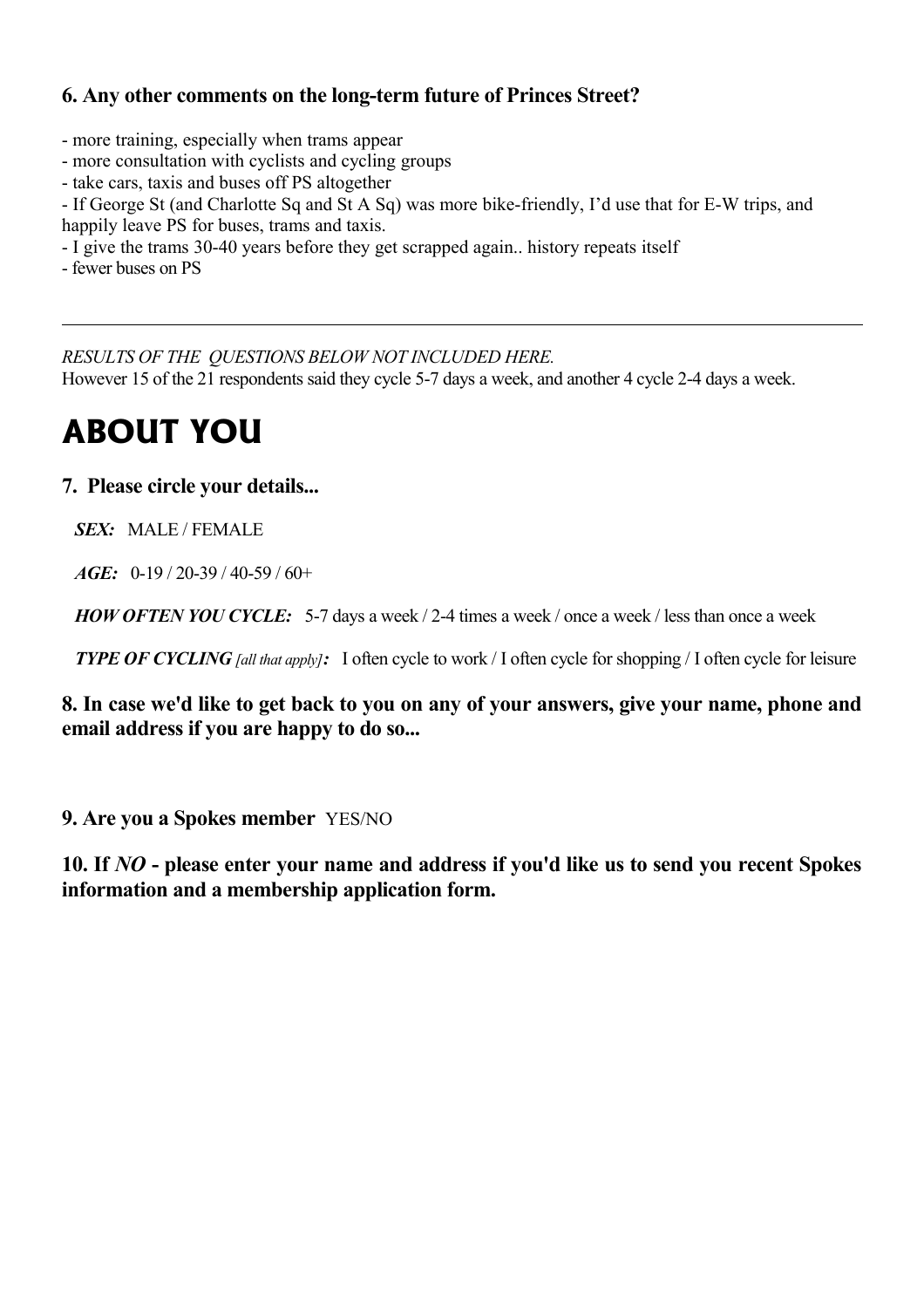### 6. Any other comments on the long-term future of Princes Street?

- more training, especially when trams appear
- more consultation with cyclists and cycling groups
- take cars, taxis and buses off PS altogether
- If George St (and Charlotte Sq and St A Sq) was more bike-friendly, I'd use that for E-W trips, and happily leave PS for buses, trams and taxis.
- I give the trams 30-40 years before they get scrapped again.. history repeats itself
- fewer buses on PS

---

*RESULTS OF THE QUESTIONS BELOW NOT INCLUDED HERE.*
However 15 of the 21 respondents said they cycle 5-7 days a week, and another 4 cycle 2-4 days a week.

# ABOUT YOU

### 7. Please circle your details...

***SEX:*** MALE / FEMALE

***AGE:*** 0-19 / 20-39 / 40-59 / 60+

***HOW OFTEN YOU CYCLE:*** 5-7 days a week / 2-4 times a week / once a week / less than once a week

***TYPE OF CYCLING*** *[all that apply]:* I often cycle to work / I often cycle for shopping / I often cycle for leisure

### 8. In case we'd like to get back to you on any of your answers, give your name, phone and email address if you are happy to do so...

### 9. Are you a Spokes member YES/NO

### 10. If *NO* - please enter your name and address if you'd like us to send you recent Spokes information and a membership application form.